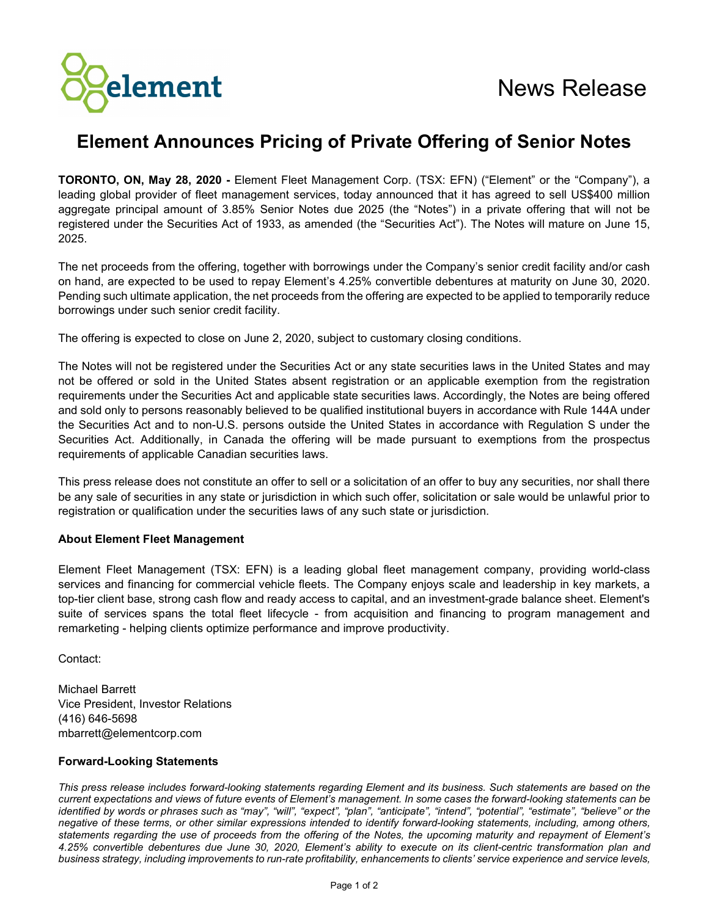element

News Release

# Element Announces Pricing of Private Offering of Senior Notes

**TORONTO, ON, May 28, 2020 -** Element Fleet Management Corp. (TSX: EFN) ("Element" or the "Company"), a leading global provider of fleet management services, today announced that it has agreed to sell US$400 million aggregate principal amount of 3.85% Senior Notes due 2025 (the "Notes") in a private offering that will not be registered under the Securities Act of 1933, as amended (the "Securities Act"). The Notes will mature on June 15, 2025.

The net proceeds from the offering, together with borrowings under the Company's senior credit facility and/or cash on hand, are expected to be used to repay Element's 4.25% convertible debentures at maturity on June 30, 2020. Pending such ultimate application, the net proceeds from the offering are expected to be applied to temporarily reduce borrowings under such senior credit facility.

The offering is expected to close on June 2, 2020, subject to customary closing conditions.

The Notes will not be registered under the Securities Act or any state securities laws in the United States and may not be offered or sold in the United States absent registration or an applicable exemption from the registration requirements under the Securities Act and applicable state securities laws. Accordingly, the Notes are being offered and sold only to persons reasonably believed to be qualified institutional buyers in accordance with Rule 144A under the Securities Act and to non-U.S. persons outside the United States in accordance with Regulation S under the Securities Act. Additionally, in Canada the offering will be made pursuant to exemptions from the prospectus requirements of applicable Canadian securities laws.

This press release does not constitute an offer to sell or a solicitation of an offer to buy any securities, nor shall there be any sale of securities in any state or jurisdiction in which such offer, solicitation or sale would be unlawful prior to registration or qualification under the securities laws of any such state or jurisdiction.

**About Element Fleet Management**

Element Fleet Management (TSX: EFN) is a leading global fleet management company, providing world-class services and financing for commercial vehicle fleets. The Company enjoys scale and leadership in key markets, a top-tier client base, strong cash flow and ready access to capital, and an investment-grade balance sheet. Element's suite of services spans the total fleet lifecycle - from acquisition and financing to program management and remarketing - helping clients optimize performance and improve productivity.

Contact:

Michael Barrett
Vice President, Investor Relations
(416) 646-5698
mbarrett@elementcorp.com

**Forward-Looking Statements**

*This press release includes forward-looking statements regarding Element and its business. Such statements are based on the current expectations and views of future events of Element's management. In some cases the forward-looking statements can be identified by words or phrases such as "may", "will", "expect", "plan", "anticipate", "intend", "potential", "estimate", "believe" or the negative of these terms, or other similar expressions intended to identify forward-looking statements, including, among others, statements regarding the use of proceeds from the offering of the Notes, the upcoming maturity and repayment of Element's 4.25% convertible debentures due June 30, 2020, Element's ability to execute on its client-centric transformation plan and business strategy, including improvements to run-rate profitability, enhancements to clients' service experience and service levels,*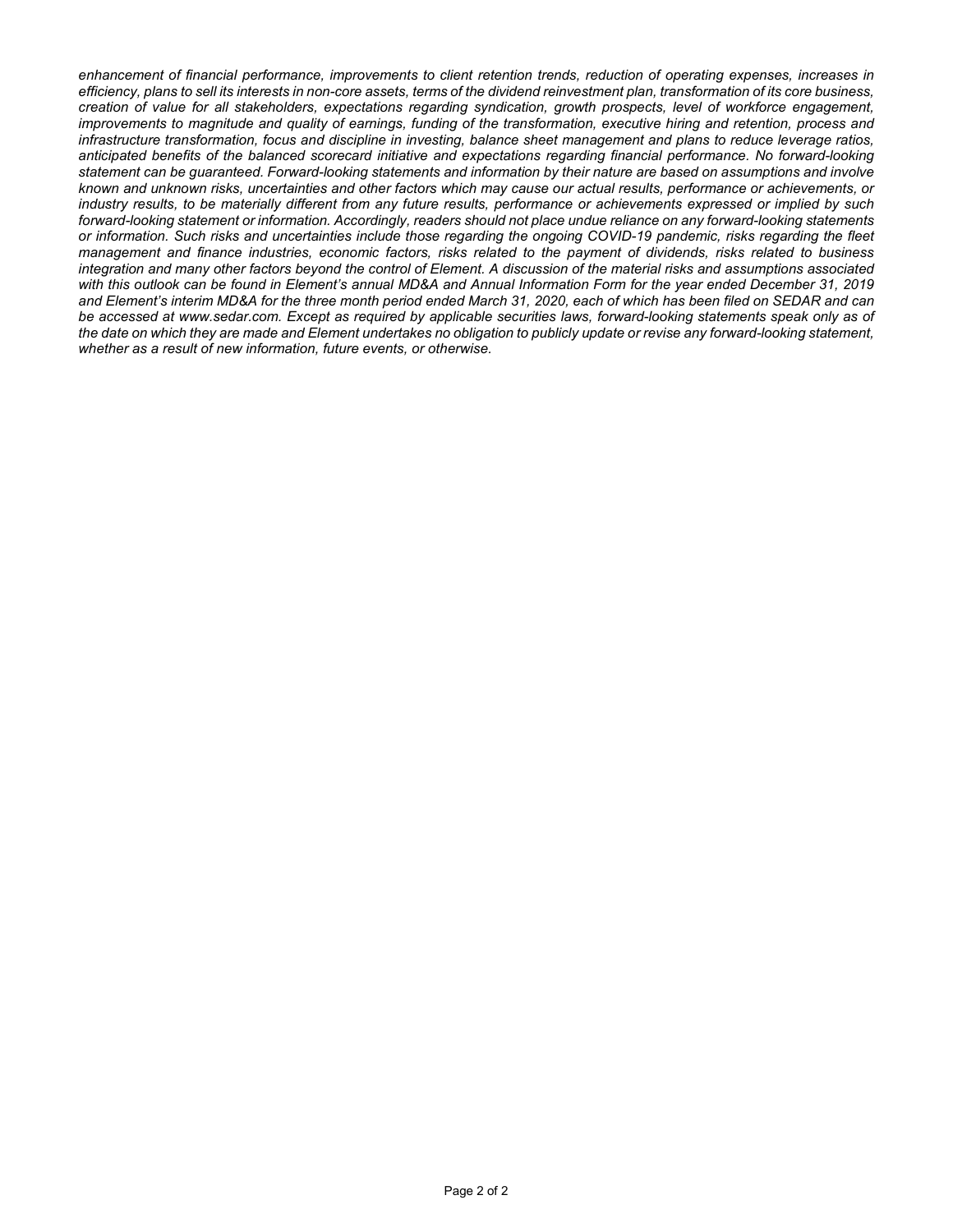*enhancement of financial performance, improvements to client retention trends, reduction of operating expenses, increases in efficiency, plans to sell its interests in non-core assets, terms of the dividend reinvestment plan, transformation of its core business, creation of value for all stakeholders, expectations regarding syndication, growth prospects, level of workforce engagement, improvements to magnitude and quality of earnings, funding of the transformation, executive hiring and retention, process and infrastructure transformation, focus and discipline in investing, balance sheet management and plans to reduce leverage ratios, anticipated benefits of the balanced scorecard initiative and expectations regarding financial performance. No forward-looking statement can be guaranteed. Forward-looking statements and information by their nature are based on assumptions and involve known and unknown risks, uncertainties and other factors which may cause our actual results, performance or achievements, or industry results, to be materially different from any future results, performance or achievements expressed or implied by such forward-looking statement or information. Accordingly, readers should not place undue reliance on any forward-looking statements or information. Such risks and uncertainties include those regarding the ongoing COVID-19 pandemic, risks regarding the fleet management and finance industries, economic factors, risks related to the payment of dividends, risks related to business integration and many other factors beyond the control of Element. A discussion of the material risks and assumptions associated with this outlook can be found in Element's annual MD&A and Annual Information Form for the year ended December 31, 2019 and Element's interim MD&A for the three month period ended March 31, 2020, each of which has been filed on SEDAR and can be accessed at www.sedar.com. Except as required by applicable securities laws, forward-looking statements speak only as of the date on which they are made and Element undertakes no obligation to publicly update or revise any forward-looking statement, whether as a result of new information, future events, or otherwise.*